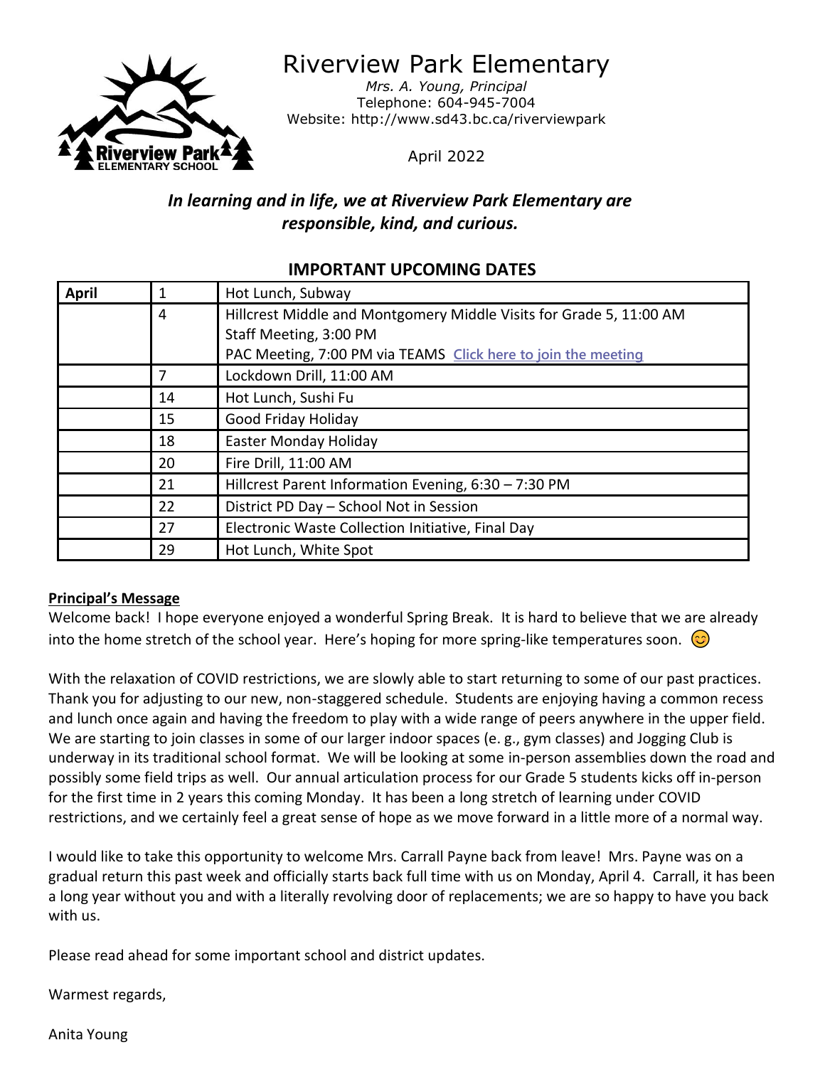# Riverview Park Elementary

*Mrs. A. Young, Principal*
Telephone: 604-945-7004
Website: http://www.sd43.bc.ca/riverviewpark

April 2022

***In learning and in life, we at Riverview Park Elementary are responsible, kind, and curious.***

## IMPORTANT UPCOMING DATES

| **April** | 1 | Hot Lunch, Subway |
|---|---|---|
| | 4 | Hillcrest Middle and Montgomery Middle Visits for Grade 5, 11:00 AM<br>Staff Meeting, 3:00 PM<br>PAC Meeting, 7:00 PM via TEAMS  Click here to join the meeting |
| | 7 | Lockdown Drill, 11:00 AM |
| | 14 | Hot Lunch, Sushi Fu |
| | 15 | Good Friday Holiday |
| | 18 | Easter Monday Holiday |
| | 20 | Fire Drill, 11:00 AM |
| | 21 | Hillcrest Parent Information Evening, 6:30 – 7:30 PM |
| | 22 | District PD Day – School Not in Session |
| | 27 | Electronic Waste Collection Initiative, Final Day |
| | 29 | Hot Lunch, White Spot |

**Principal's Message**

Welcome back! I hope everyone enjoyed a wonderful Spring Break. It is hard to believe that we are already into the home stretch of the school year. Here's hoping for more spring-like temperatures soon. 😊

With the relaxation of COVID restrictions, we are slowly able to start returning to some of our past practices. Thank you for adjusting to our new, non-staggered schedule. Students are enjoying having a common recess and lunch once again and having the freedom to play with a wide range of peers anywhere in the upper field. We are starting to join classes in some of our larger indoor spaces (e. g., gym classes) and Jogging Club is underway in its traditional school format. We will be looking at some in-person assemblies down the road and possibly some field trips as well. Our annual articulation process for our Grade 5 students kicks off in-person for the first time in 2 years this coming Monday. It has been a long stretch of learning under COVID restrictions, and we certainly feel a great sense of hope as we move forward in a little more of a normal way.

I would like to take this opportunity to welcome Mrs. Carrall Payne back from leave! Mrs. Payne was on a gradual return this past week and officially starts back full time with us on Monday, April 4. Carrall, it has been a long year without you and with a literally revolving door of replacements; we are so happy to have you back with us.

Please read ahead for some important school and district updates.

Warmest regards,

Anita Young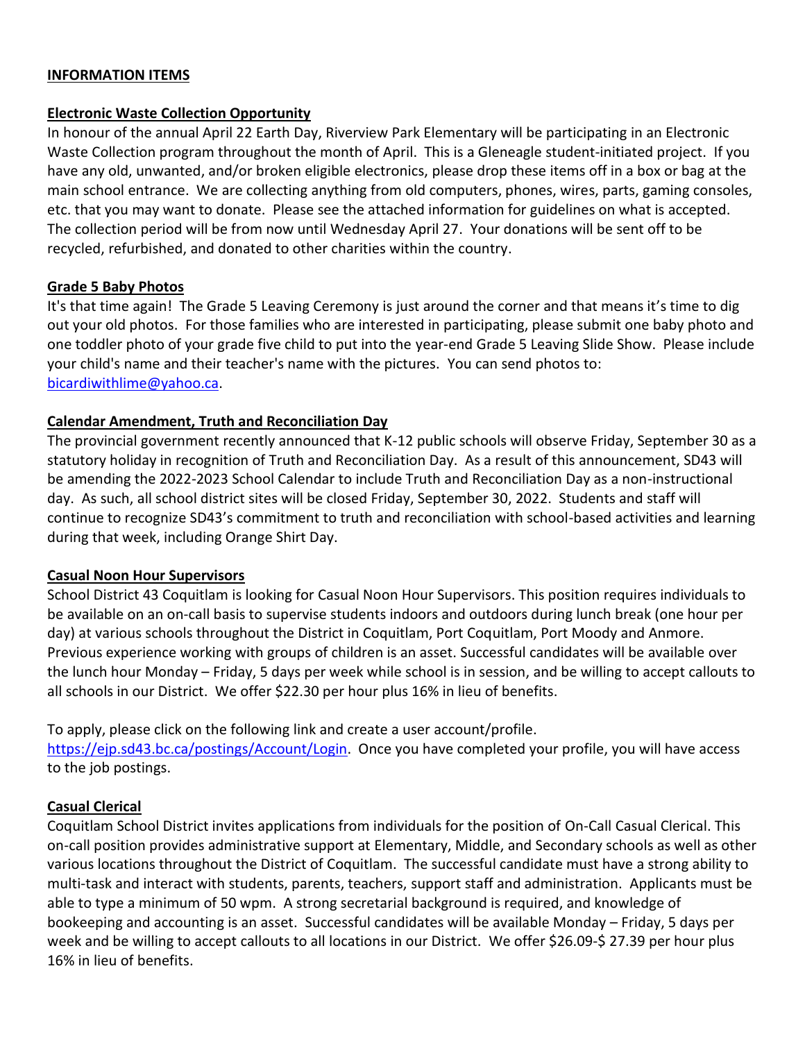## INFORMATION ITEMS

### Electronic Waste Collection Opportunity

In honour of the annual April 22 Earth Day, Riverview Park Elementary will be participating in an Electronic Waste Collection program throughout the month of April. This is a Gleneagle student-initiated project. If you have any old, unwanted, and/or broken eligible electronics, please drop these items off in a box or bag at the main school entrance. We are collecting anything from old computers, phones, wires, parts, gaming consoles, etc. that you may want to donate. Please see the attached information for guidelines on what is accepted. The collection period will be from now until Wednesday April 27. Your donations will be sent off to be recycled, refurbished, and donated to other charities within the country.

### Grade 5 Baby Photos

It's that time again! The Grade 5 Leaving Ceremony is just around the corner and that means it's time to dig out your old photos. For those families who are interested in participating, please submit one baby photo and one toddler photo of your grade five child to put into the year-end Grade 5 Leaving Slide Show. Please include your child's name and their teacher's name with the pictures. You can send photos to: [bicardiwithlime@yahoo.ca](mailto:bicardiwithlime@yahoo.ca).

### Calendar Amendment, Truth and Reconciliation Day

The provincial government recently announced that K-12 public schools will observe Friday, September 30 as a statutory holiday in recognition of Truth and Reconciliation Day. As a result of this announcement, SD43 will be amending the 2022-2023 School Calendar to include Truth and Reconciliation Day as a non-instructional day. As such, all school district sites will be closed Friday, September 30, 2022. Students and staff will continue to recognize SD43's commitment to truth and reconciliation with school-based activities and learning during that week, including Orange Shirt Day.

### Casual Noon Hour Supervisors

School District 43 Coquitlam is looking for Casual Noon Hour Supervisors. This position requires individuals to be available on an on-call basis to supervise students indoors and outdoors during lunch break (one hour per day) at various schools throughout the District in Coquitlam, Port Coquitlam, Port Moody and Anmore. Previous experience working with groups of children is an asset. Successful candidates will be available over the lunch hour Monday – Friday, 5 days per week while school is in session, and be willing to accept callouts to all schools in our District. We offer $22.30 per hour plus 16% in lieu of benefits.

To apply, please click on the following link and create a user account/profile. [https://ejp.sd43.bc.ca/postings/Account/Login](https://ejp.sd43.bc.ca/postings/Account/Login). Once you have completed your profile, you will have access to the job postings.

### Casual Clerical

Coquitlam School District invites applications from individuals for the position of On-Call Casual Clerical. This on-call position provides administrative support at Elementary, Middle, and Secondary schools as well as other various locations throughout the District of Coquitlam. The successful candidate must have a strong ability to multi-task and interact with students, parents, teachers, support staff and administration. Applicants must be able to type a minimum of 50 wpm. A strong secretarial background is required, and knowledge of bookeeping and accounting is an asset. Successful candidates will be available Monday – Friday, 5 days per week and be willing to accept callouts to all locations in our District. We offer $26.09-$ 27.39 per hour plus 16% in lieu of benefits.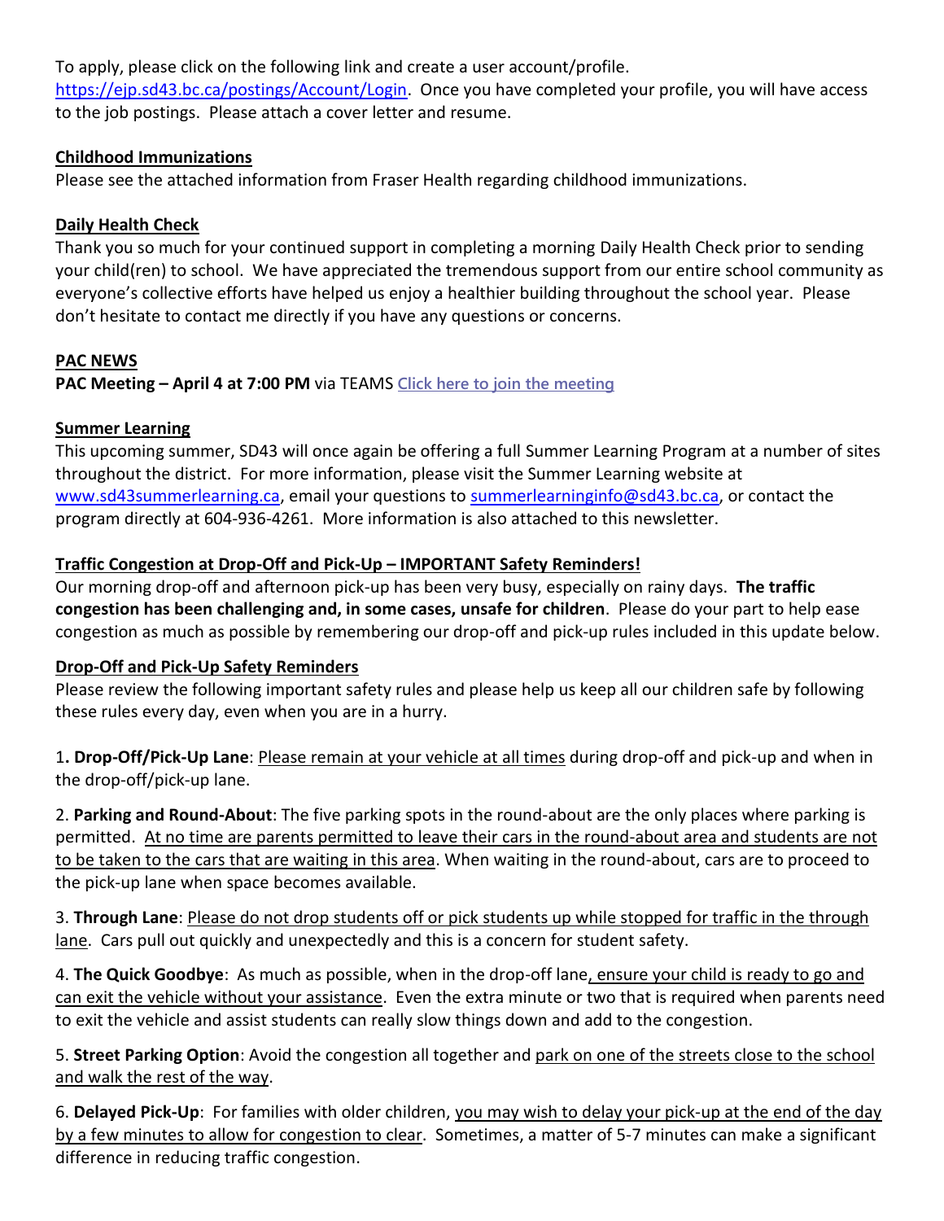To apply, please click on the following link and create a user account/profile. [https://ejp.sd43.bc.ca/postings/Account/Login](https://ejp.sd43.bc.ca/postings/Account/Login). Once you have completed your profile, you will have access to the job postings. Please attach a cover letter and resume.

**Childhood Immunizations**

Please see the attached information from Fraser Health regarding childhood immunizations.

**Daily Health Check**

Thank you so much for your continued support in completing a morning Daily Health Check prior to sending your child(ren) to school. We have appreciated the tremendous support from our entire school community as everyone's collective efforts have helped us enjoy a healthier building throughout the school year. Please don't hesitate to contact me directly if you have any questions or concerns.

**PAC NEWS**

**PAC Meeting – April 4 at 7:00 PM** via TEAMS **Click here to join the meeting**

**Summer Learning**

This upcoming summer, SD43 will once again be offering a full Summer Learning Program at a number of sites throughout the district. For more information, please visit the Summer Learning website at [www.sd43summerlearning.ca](www.sd43summerlearning.ca), email your questions to summerlearninginfo@sd43.bc.ca, or contact the program directly at 604-936-4261. More information is also attached to this newsletter.

**Traffic Congestion at Drop-Off and Pick-Up – IMPORTANT Safety Reminders!**

Our morning drop-off and afternoon pick-up has been very busy, especially on rainy days. **The traffic congestion has been challenging and, in some cases, unsafe for children**. Please do your part to help ease congestion as much as possible by remembering our drop-off and pick-up rules included in this update below.

**Drop-Off and Pick-Up Safety Reminders**

Please review the following important safety rules and please help us keep all our children safe by following these rules every day, even when you are in a hurry.

1. **Drop-Off/Pick-Up Lane**: Please remain at your vehicle at all times during drop-off and pick-up and when in the drop-off/pick-up lane.

2. **Parking and Round-About**: The five parking spots in the round-about are the only places where parking is permitted. At no time are parents permitted to leave their cars in the round-about area and students are not to be taken to the cars that are waiting in this area. When waiting in the round-about, cars are to proceed to the pick-up lane when space becomes available.

3. **Through Lane**: Please do not drop students off or pick students up while stopped for traffic in the through lane. Cars pull out quickly and unexpectedly and this is a concern for student safety.

4. **The Quick Goodbye**: As much as possible, when in the drop-off lane, ensure your child is ready to go and can exit the vehicle without your assistance. Even the extra minute or two that is required when parents need to exit the vehicle and assist students can really slow things down and add to the congestion.

5. **Street Parking Option**: Avoid the congestion all together and park on one of the streets close to the school and walk the rest of the way.

6. **Delayed Pick-Up**: For families with older children, you may wish to delay your pick-up at the end of the day by a few minutes to allow for congestion to clear. Sometimes, a matter of 5-7 minutes can make a significant difference in reducing traffic congestion.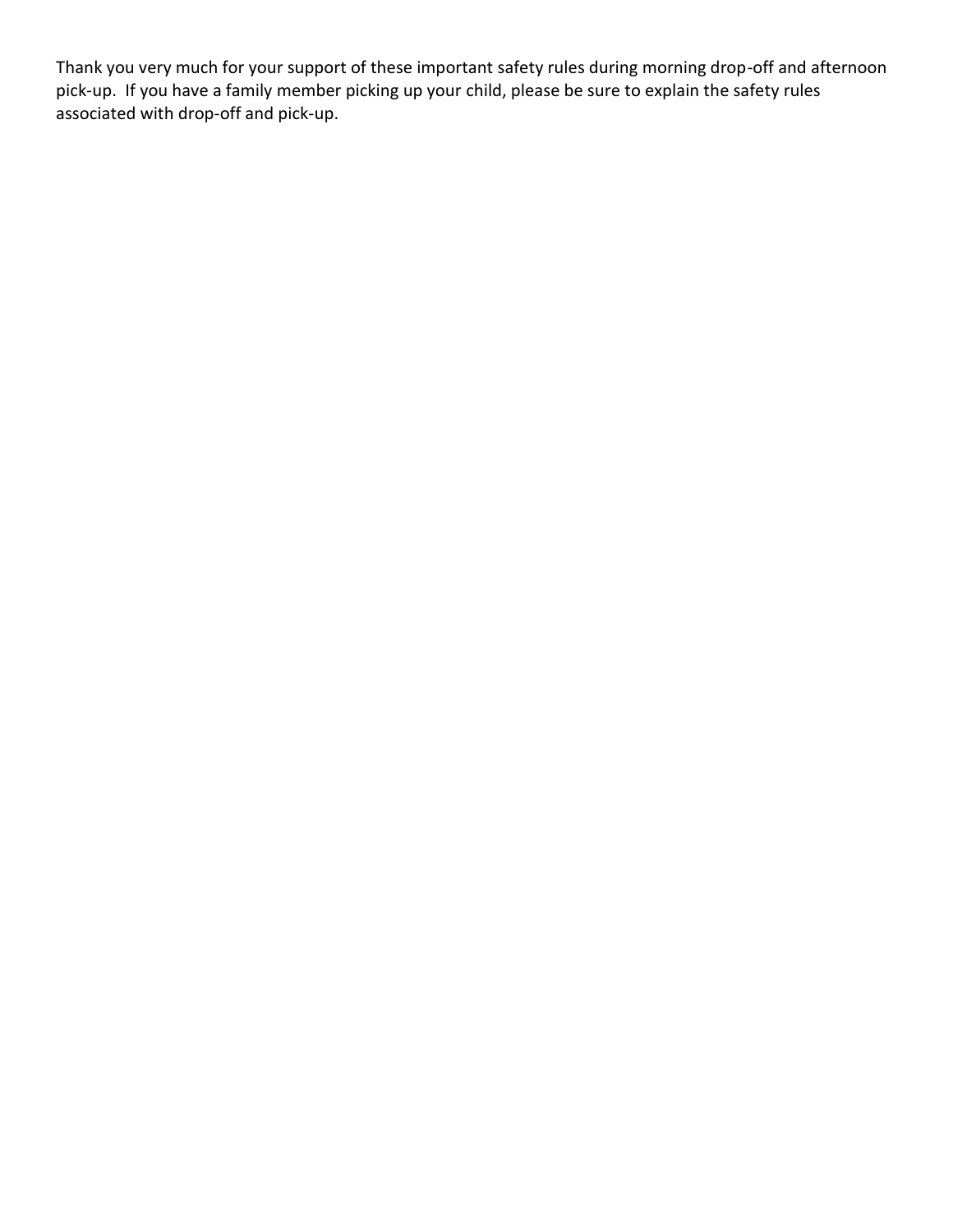Thank you very much for your support of these important safety rules during morning drop-off and afternoon pick-up.  If you have a family member picking up your child, please be sure to explain the safety rules associated with drop-off and pick-up.